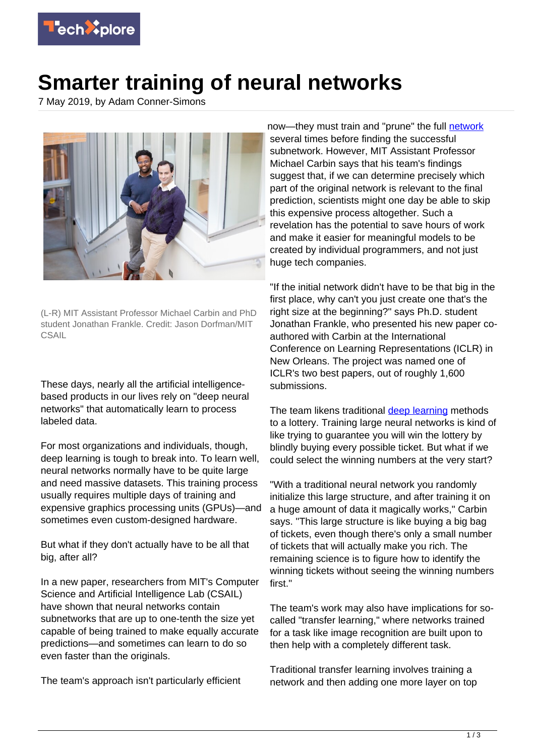# Smarter training of neural networks

7 May 2019, by Adam Conner-Simons

(L-R) MIT Assistant Professor Michael Carbin and PhD student Jonathan Frankle. Credit: Jason Dorfman/MIT CSAIL

These days, nearly all the artificial intelligence-based products in our lives rely on "deep neural networks" that automatically learn to process labeled data.

For most organizations and individuals, though, deep learning is tough to break into. To learn well, neural networks normally have to be quite large and need massive datasets. This training process usually requires multiple days of training and expensive graphics processing units (GPUs)—and sometimes even custom-designed hardware.

But what if they don't actually have to be all that big, after all?

In a new paper, researchers from MIT's Computer Science and Artificial Intelligence Lab (CSAIL) have shown that neural networks contain subnetworks that are up to one-tenth the size yet capable of being trained to make equally accurate predictions—and sometimes can learn to do so even faster than the originals.

The team's approach isn't particularly efficient now—they must train and "prune" the full network several times before finding the successful subnetwork. However, MIT Assistant Professor Michael Carbin says that his team's findings suggest that, if we can determine precisely which part of the original network is relevant to the final prediction, scientists might one day be able to skip this expensive process altogether. Such a revelation has the potential to save hours of work and make it easier for meaningful models to be created by individual programmers, and not just huge tech companies.

"If the initial network didn't have to be that big in the first place, why can't you just create one that's the right size at the beginning?" says Ph.D. student Jonathan Frankle, who presented his new paper co-authored with Carbin at the International Conference on Learning Representations (ICLR) in New Orleans. The project was named one of ICLR's two best papers, out of roughly 1,600 submissions.

The team likens traditional deep learning methods to a lottery. Training large neural networks is kind of like trying to guarantee you will win the lottery by blindly buying every possible ticket. But what if we could select the winning numbers at the very start?

"With a traditional neural network you randomly initialize this large structure, and after training it on a huge amount of data it magically works," Carbin says. "This large structure is like buying a big bag of tickets, even though there's only a small number of tickets that will actually make you rich. The remaining science is to figure how to identify the winning tickets without seeing the winning numbers first."

The team's work may also have implications for so-called "transfer learning," where networks trained for a task like image recognition are built upon to then help with a completely different task.

Traditional transfer learning involves training a network and then adding one more layer on top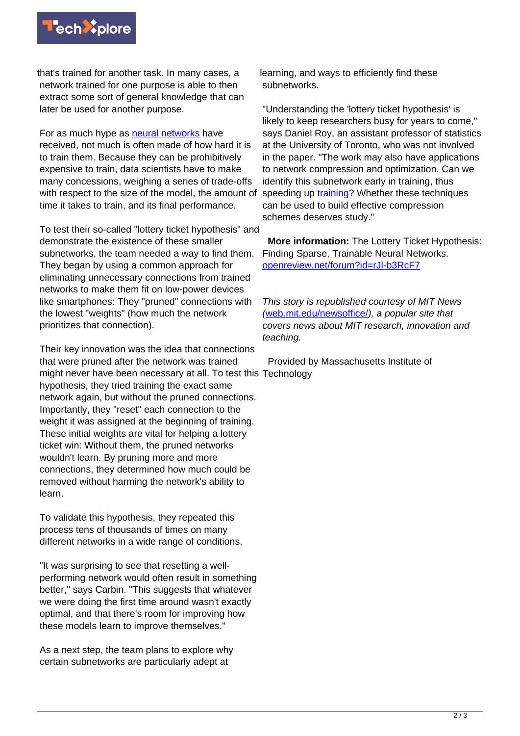that's trained for another task. In many cases, a network trained for one purpose is able to then extract some sort of general knowledge that can later be used for another purpose.

For as much hype as neural networks have received, not much is often made of how hard it is to train them. Because they can be prohibitively expensive to train, data scientists have to make many concessions, weighing a series of trade-offs with respect to the size of the model, the amount of time it takes to train, and its final performance.

To test their so-called "lottery ticket hypothesis" and demonstrate the existence of these smaller subnetworks, the team needed a way to find them. They began by using a common approach for eliminating unnecessary connections from trained networks to make them fit on low-power devices like smartphones: They "pruned" connections with the lowest "weights" (how much the network prioritizes that connection).

Their key innovation was the idea that connections that were pruned after the network was trained might never have been necessary at all. To test this hypothesis, they tried training the exact same network again, but without the pruned connections. Importantly, they "reset" each connection to the weight it was assigned at the beginning of training. These initial weights are vital for helping a lottery ticket win: Without them, the pruned networks wouldn't learn. By pruning more and more connections, they determined how much could be removed without harming the network's ability to learn.

To validate this hypothesis, they repeated this process tens of thousands of times on many different networks in a wide range of conditions.

"It was surprising to see that resetting a well-performing network would often result in something better," says Carbin. "This suggests that whatever we were doing the first time around wasn't exactly optimal, and that there's room for improving how these models learn to improve themselves."

As a next step, the team plans to explore why certain subnetworks are particularly adept at learning, and ways to efficiently find these subnetworks.

"Understanding the 'lottery ticket hypothesis' is likely to keep researchers busy for years to come," says Daniel Roy, an assistant professor of statistics at the University of Toronto, who was not involved in the paper. "The work may also have applications to network compression and optimization. Can we identify this subnetwork early in training, thus speeding up training? Whether these techniques can be used to build effective compression schemes deserves study."

**More information:** The Lottery Ticket Hypothesis: Finding Sparse, Trainable Neural Networks. openreview.net/forum?id=rJl-b3RcF7

*This story is republished courtesy of MIT News (web.mit.edu/newsoffice/), a popular site that covers news about MIT research, innovation and teaching.*

Provided by Massachusetts Institute of Technology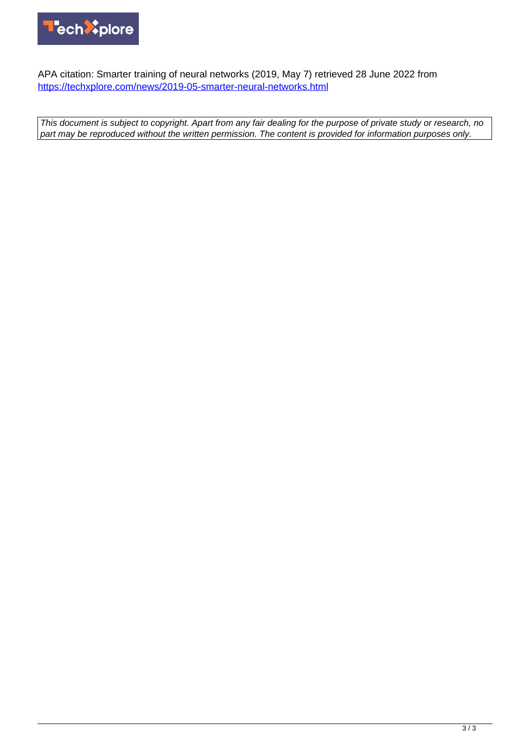APA citation: Smarter training of neural networks (2019, May 7) retrieved 28 June 2022 from https://techxplore.com/news/2019-05-smarter-neural-networks.html

*This document is subject to copyright. Apart from any fair dealing for the purpose of private study or research, no part may be reproduced without the written permission. The content is provided for information purposes only.*